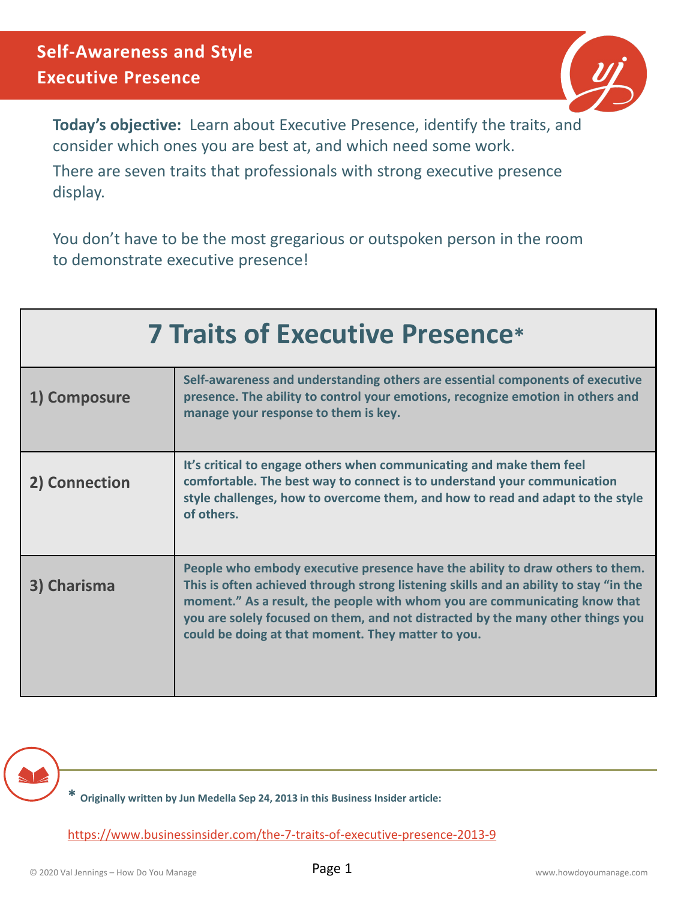# Self-Awareness and Style
## Executive Presence

**Today's objective:** Learn about Executive Presence, identify the traits, and consider which ones you are best at, and which need some work.

There are seven traits that professionals with strong executive presence display.

You don't have to be the most gregarious or outspoken person in the room to demonstrate executive presence!

| 7 Traits of Executive Presence* | |
|---|---|
| **1) Composure** | **Self-awareness and understanding others are essential components of executive presence. The ability to control your emotions, recognize emotion in others and manage your response to them is key.** |
| **2) Connection** | **It's critical to engage others when communicating and make them feel comfortable. The best way to connect is to understand your communication style challenges, how to overcome them, and how to read and adapt to the style of others.** |
| **3) Charisma** | **People who embody executive presence have the ability to draw others to them. This is often achieved through strong listening skills and an ability to stay "in the moment." As a result, the people with whom you are communicating know that you are solely focused on them, and not distracted by the many other things you could be doing at that moment. They matter to you.** |

* **Originally written by Jun Medella Sep 24, 2013 in this Business Insider article:**

https://www.businessinsider.com/the-7-traits-of-executive-presence-2013-9

© 2020 Val Jennings – How Do You Manage

www.howdoyoumanage.com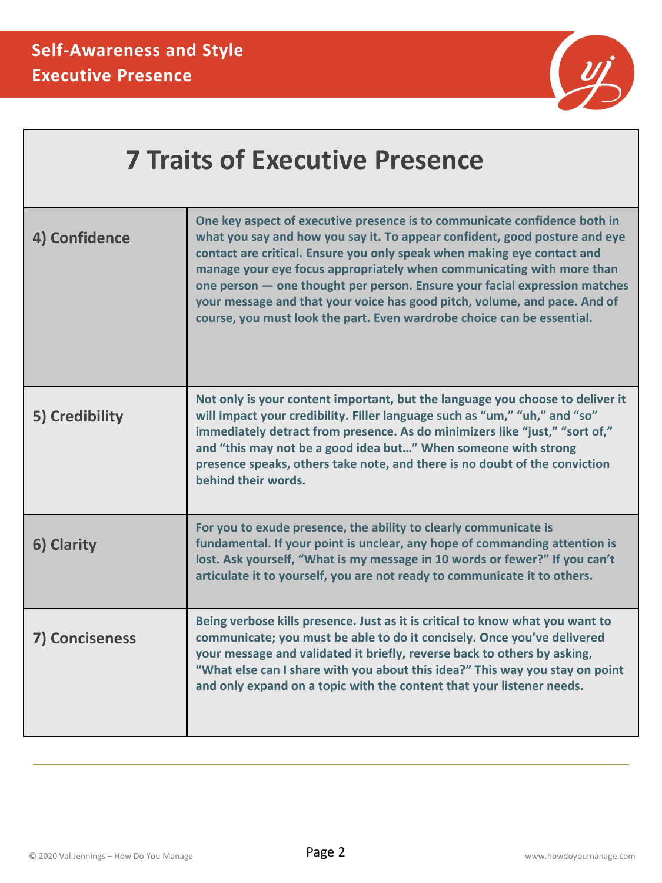# 7 Traits of Executive Presence

| | |
|---|---|
| **4) Confidence** | **One key aspect of executive presence is to communicate confidence both in what you say and how you say it. To appear confident, good posture and eye contact are critical. Ensure you only speak when making eye contact and manage your eye focus appropriately when communicating with more than one person — one thought per person. Ensure your facial expression matches your message and that your voice has good pitch, volume, and pace. And of course, you must look the part. Even wardrobe choice can be essential.** |
| **5) Credibility** | **Not only is your content important, but the language you choose to deliver it will impact your credibility. Filler language such as "um," "uh," and "so" immediately detract from presence. As do minimizers like "just," "sort of," and "this may not be a good idea but…" When someone with strong presence speaks, others take note, and there is no doubt of the conviction behind their words.** |
| **6) Clarity** | **For you to exude presence, the ability to clearly communicate is fundamental. If your point is unclear, any hope of commanding attention is lost. Ask yourself, "What is my message in 10 words or fewer?" If you can't articulate it to yourself, you are not ready to communicate it to others.** |
| **7) Conciseness** | **Being verbose kills presence. Just as it is critical to know what you want to communicate; you must be able to do it concisely. Once you've delivered your message and validated it briefly, reverse back to others by asking, "What else can I share with you about this idea?" This way you stay on point and only expand on a topic with the content that your listener needs.** |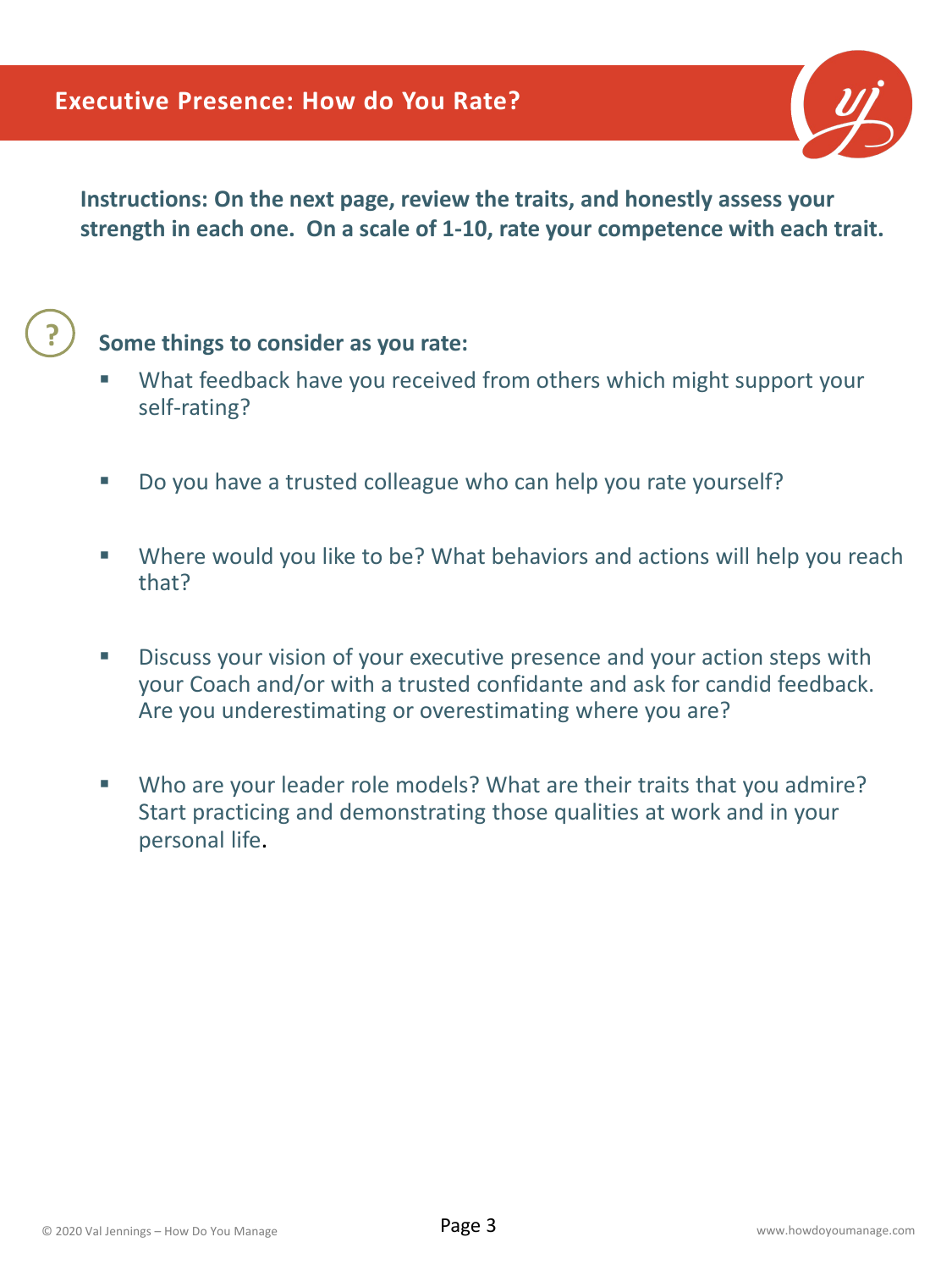# Executive Presence: How do You Rate?

**Instructions: On the next page, review the traits, and honestly assess your strength in each one. On a scale of 1-10, rate your competence with each trait.**

**Some things to consider as you rate:**

- What feedback have you received from others which might support your self-rating?
- Do you have a trusted colleague who can help you rate yourself?
- Where would you like to be? What behaviors and actions will help you reach that?
- Discuss your vision of your executive presence and your action steps with your Coach and/or with a trusted confidante and ask for candid feedback. Are you underestimating or overestimating where you are?
- Who are your leader role models? What are their traits that you admire? Start practicing and demonstrating those qualities at work and in your personal life.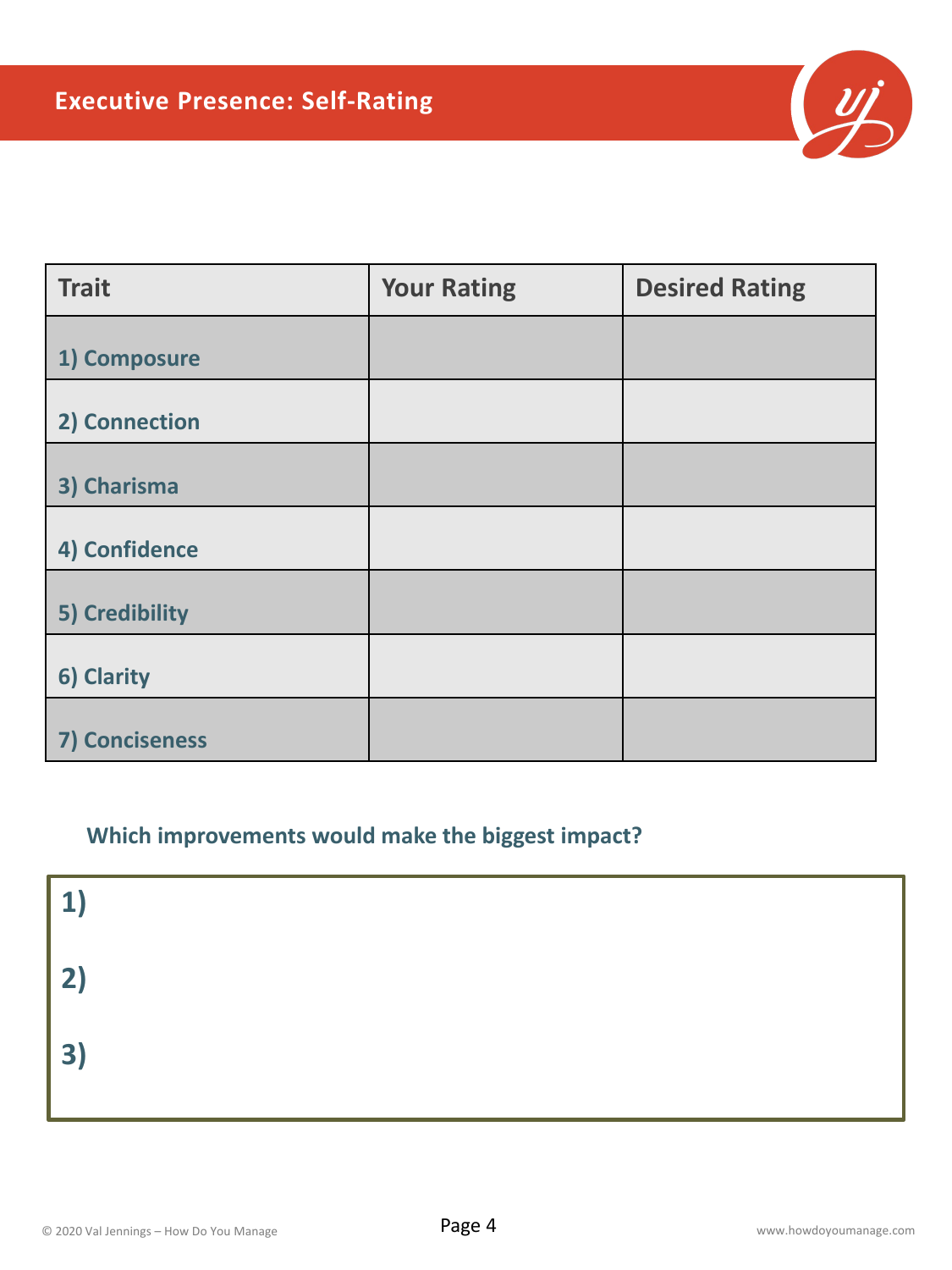## Executive Presence: Self-Rating

| Trait | Your Rating | Desired Rating |
| --- | --- | --- |
| 1) Composure | | |
| 2) Connection | | |
| 3) Charisma | | |
| 4) Confidence | | |
| 5) Credibility | | |
| 6) Clarity | | |
| 7) Conciseness | | |

**Which improvements would make the biggest impact?**

**1)**

**2)**

**3)**